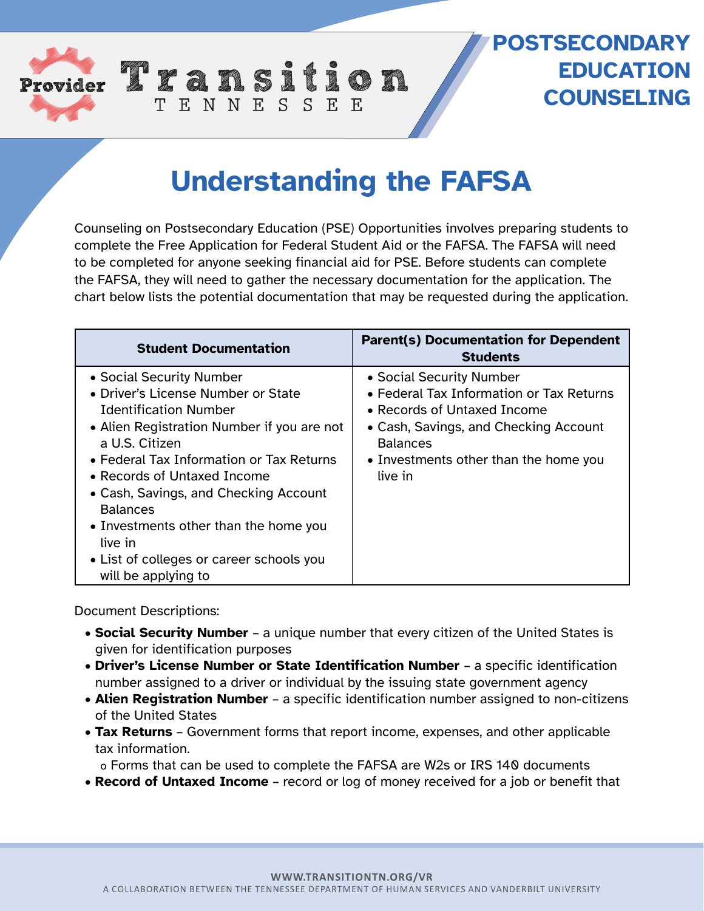Provider Transition TENNESSEE

**POSTSECONDARY EDUCATION COUNSELING**

# Understanding the FAFSA

Counseling on Postsecondary Education (PSE) Opportunities involves preparing students to complete the Free Application for Federal Student Aid or the FAFSA. The FAFSA will need to be completed for anyone seeking financial aid for PSE. Before students can complete the FAFSA, they will need to gather the necessary documentation for the application. The chart below lists the potential documentation that may be requested during the application.

| Student Documentation | Parent(s) Documentation for Dependent Students |
| --- | --- |
| • Social Security Number<br>• Driver's License Number or State Identification Number<br>• Alien Registration Number if you are not a U.S. Citizen<br>• Federal Tax Information or Tax Returns<br>• Records of Untaxed Income<br>• Cash, Savings, and Checking Account Balances<br>• Investments other than the home you live in<br>• List of colleges or career schools you will be applying to | • Social Security Number<br>• Federal Tax Information or Tax Returns<br>• Records of Untaxed Income<br>• Cash, Savings, and Checking Account Balances<br>• Investments other than the home you live in |

Document Descriptions:

- **Social Security Number** – a unique number that every citizen of the United States is given for identification purposes
- **Driver's License Number or State Identification Number** – a specific identification number assigned to a driver or individual by the issuing state government agency
- **Alien Registration Number** – a specific identification number assigned to non-citizens of the United States
- **Tax Returns** – Government forms that report income, expenses, and other applicable tax information.
  - Forms that can be used to complete the FAFSA are W2s or IRS 140 documents
- **Record of Untaxed Income** – record or log of money received for a job or benefit that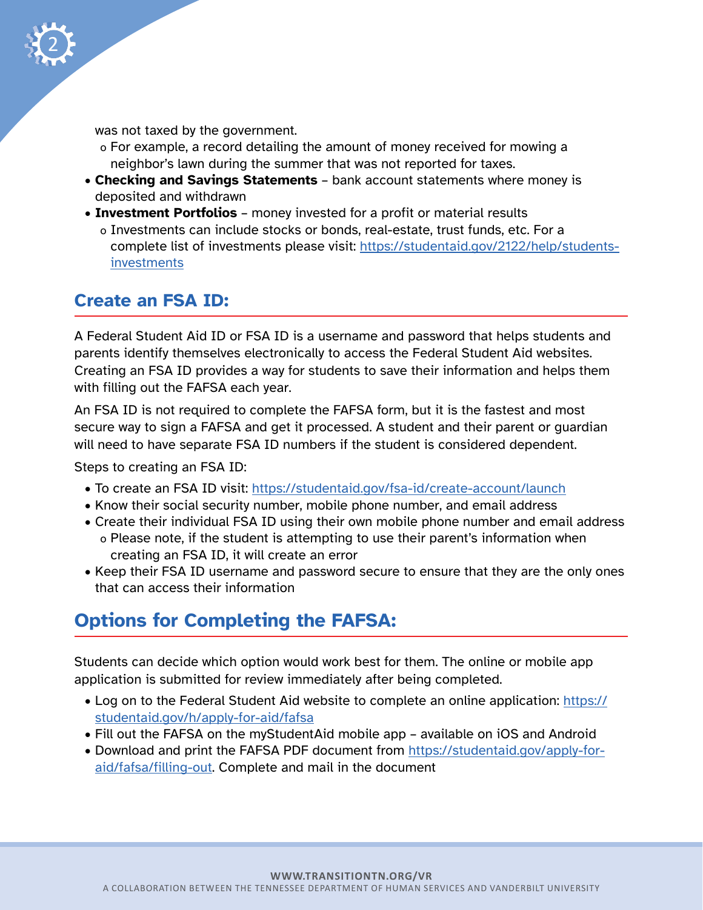was not taxed by the government.

  - For example, a record detailing the amount of money received for mowing a neighbor's lawn during the summer that was not reported for taxes.
- **Checking and Savings Statements** – bank account statements where money is deposited and withdrawn
- **Investment Portfolios** – money invested for a profit or material results
  - Investments can include stocks or bonds, real-estate, trust funds, etc. For a complete list of investments please visit: https://studentaid.gov/2122/help/students-investments

## Create an FSA ID:

A Federal Student Aid ID or FSA ID is a username and password that helps students and parents identify themselves electronically to access the Federal Student Aid websites. Creating an FSA ID provides a way for students to save their information and helps them with filling out the FAFSA each year.

An FSA ID is not required to complete the FAFSA form, but it is the fastest and most secure way to sign a FAFSA and get it processed. A student and their parent or guardian will need to have separate FSA ID numbers if the student is considered dependent.

Steps to creating an FSA ID:

- To create an FSA ID visit: https://studentaid.gov/fsa-id/create-account/launch
- Know their social security number, mobile phone number, and email address
- Create their individual FSA ID using their own mobile phone number and email address
  - Please note, if the student is attempting to use their parent's information when creating an FSA ID, it will create an error
- Keep their FSA ID username and password secure to ensure that they are the only ones that can access their information

## Options for Completing the FAFSA:

Students can decide which option would work best for them. The online or mobile app application is submitted for review immediately after being completed.

- Log on to the Federal Student Aid website to complete an online application: https://studentaid.gov/h/apply-for-aid/fafsa
- Fill out the FAFSA on the myStudentAid mobile app – available on iOS and Android
- Download and print the FAFSA PDF document from https://studentaid.gov/apply-for-aid/fafsa/filling-out. Complete and mail in the document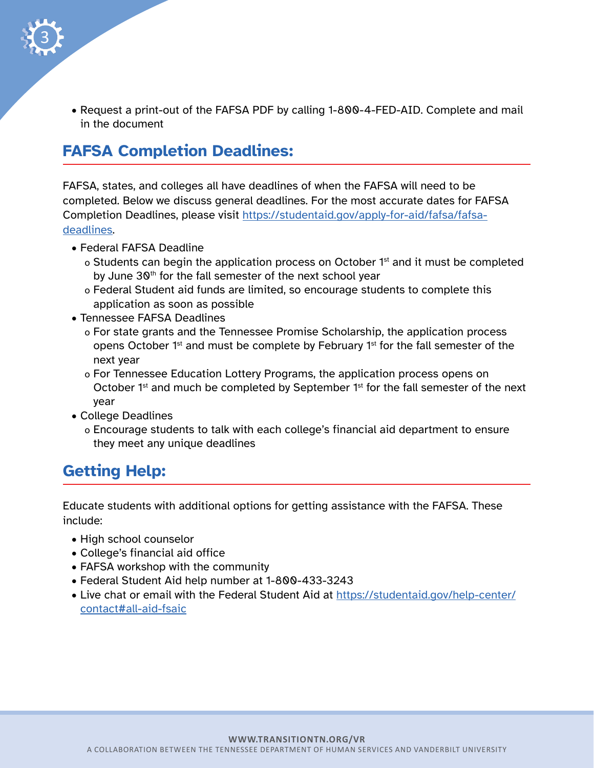- Request a print-out of the FAFSA PDF by calling 1-800-4-FED-AID. Complete and mail in the document

## FAFSA Completion Deadlines:

FAFSA, states, and colleges all have deadlines of when the FAFSA will need to be completed. Below we discuss general deadlines. For the most accurate dates for FAFSA Completion Deadlines, please visit [https://studentaid.gov/apply-for-aid/fafsa/fafsa-deadlines](https://studentaid.gov/apply-for-aid/fafsa/fafsa-deadlines).

- Federal FAFSA Deadline
  - Students can begin the application process on October 1st and it must be completed by June 30th for the fall semester of the next school year
  - Federal Student aid funds are limited, so encourage students to complete this application as soon as possible
- Tennessee FAFSA Deadlines
  - For state grants and the Tennessee Promise Scholarship, the application process opens October 1st and must be complete by February 1st for the fall semester of the next year
  - For Tennessee Education Lottery Programs, the application process opens on October 1st and much be completed by September 1st for the fall semester of the next year
- College Deadlines
  - Encourage students to talk with each college's financial aid department to ensure they meet any unique deadlines

## Getting Help:

Educate students with additional options for getting assistance with the FAFSA. These include:

- High school counselor
- College's financial aid office
- FAFSA workshop with the community
- Federal Student Aid help number at 1-800-433-3243
- Live chat or email with the Federal Student Aid at [https://studentaid.gov/help-center/contact#all-aid-fsaic](https://studentaid.gov/help-center/contact#all-aid-fsaic)